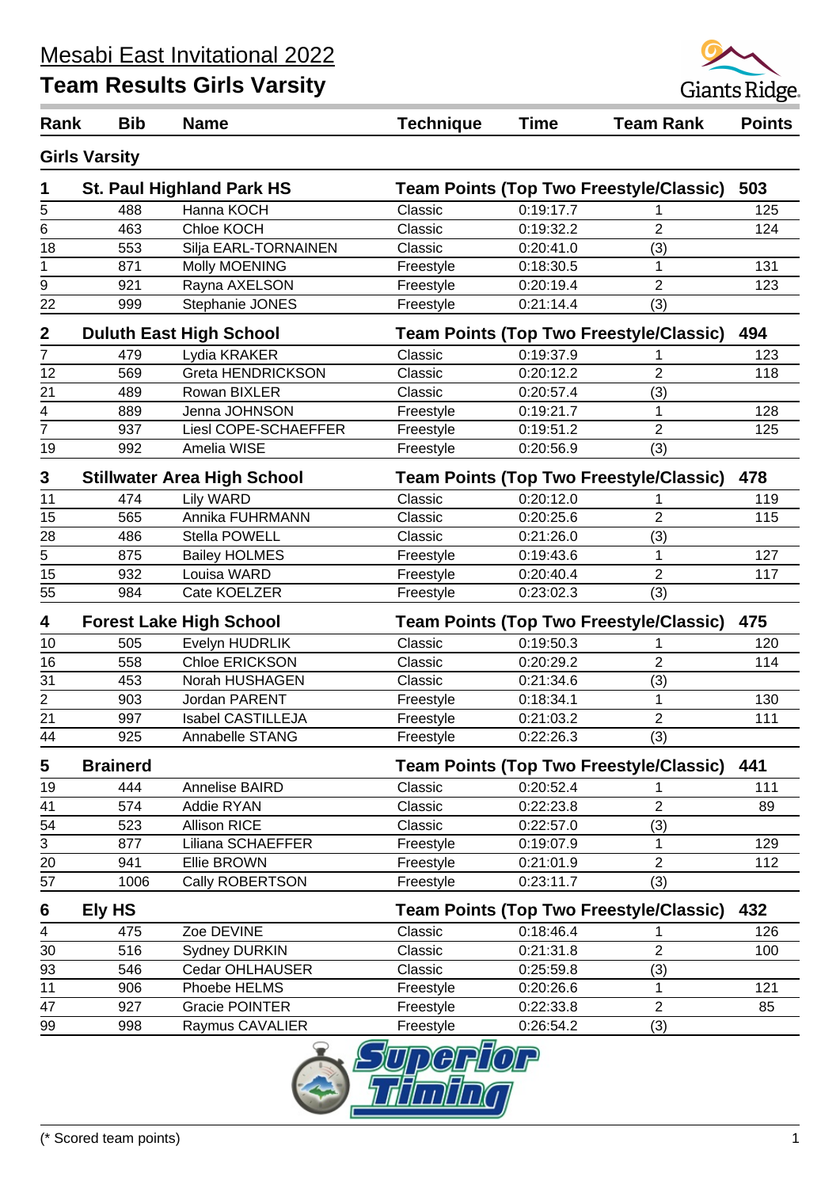# Mesabi East Invitational 2022

## Team Results Girls Varsity

| Rank | Bib | Name | Technique | Time | Team Rank | Points |
|---|---|---|---|---|---|---|
| **Girls Varsity** | | | | | | |
| **1** | **St. Paul Highland Park HS** | | **Team Points (Top Two Freestyle/Classic)** | | | **503** |
| 5 | 488 | Hanna KOCH | Classic | 0:19:17.7 | 1 | 125 |
| 6 | 463 | Chloe KOCH | Classic | 0:19:32.2 | 2 | 124 |
| 18 | 553 | Silja EARL-TORNAINEN | Classic | 0:20:41.0 | (3) | |
| 1 | 871 | Molly MOENING | Freestyle | 0:18:30.5 | 1 | 131 |
| 9 | 921 | Rayna AXELSON | Freestyle | 0:20:19.4 | 2 | 123 |
| 22 | 999 | Stephanie JONES | Freestyle | 0:21:14.4 | (3) | |
| **2** | **Duluth East High School** | | **Team Points (Top Two Freestyle/Classic)** | | | **494** |
| 7 | 479 | Lydia KRAKER | Classic | 0:19:37.9 | 1 | 123 |
| 12 | 569 | Greta HENDRICKSON | Classic | 0:20:12.2 | 2 | 118 |
| 21 | 489 | Rowan BIXLER | Classic | 0:20:57.4 | (3) | |
| 4 | 889 | Jenna JOHNSON | Freestyle | 0:19:21.7 | 1 | 128 |
| 7 | 937 | Liesl COPE-SCHAEFFER | Freestyle | 0:19:51.2 | 2 | 125 |
| 19 | 992 | Amelia WISE | Freestyle | 0:20:56.9 | (3) | |
| **3** | **Stillwater Area High School** | | **Team Points (Top Two Freestyle/Classic)** | | | **478** |
| 11 | 474 | Lily WARD | Classic | 0:20:12.0 | 1 | 119 |
| 15 | 565 | Annika FUHRMANN | Classic | 0:20:25.6 | 2 | 115 |
| 28 | 486 | Stella POWELL | Classic | 0:21:26.0 | (3) | |
| 5 | 875 | Bailey HOLMES | Freestyle | 0:19:43.6 | 1 | 127 |
| 15 | 932 | Louisa WARD | Freestyle | 0:20:40.4 | 2 | 117 |
| 55 | 984 | Cate KOELZER | Freestyle | 0:23:02.3 | (3) | |
| **4** | **Forest Lake High School** | | **Team Points (Top Two Freestyle/Classic)** | | | **475** |
| 10 | 505 | Evelyn HUDRLIK | Classic | 0:19:50.3 | 1 | 120 |
| 16 | 558 | Chloe ERICKSON | Classic | 0:20:29.2 | 2 | 114 |
| 31 | 453 | Norah HUSHAGEN | Classic | 0:21:34.6 | (3) | |
| 2 | 903 | Jordan PARENT | Freestyle | 0:18:34.1 | 1 | 130 |
| 21 | 997 | Isabel CASTILLEJA | Freestyle | 0:21:03.2 | 2 | 111 |
| 44 | 925 | Annabelle STANG | Freestyle | 0:22:26.3 | (3) | |
| **5** | **Brainerd** | | **Team Points (Top Two Freestyle/Classic)** | | | **441** |
| 19 | 444 | Annelise BAIRD | Classic | 0:20:52.4 | 1 | 111 |
| 41 | 574 | Addie RYAN | Classic | 0:22:23.8 | 2 | 89 |
| 54 | 523 | Allison RICE | Classic | 0:22:57.0 | (3) | |
| 3 | 877 | Liliana SCHAEFFER | Freestyle | 0:19:07.9 | 1 | 129 |
| 20 | 941 | Ellie BROWN | Freestyle | 0:21:01.9 | 2 | 112 |
| 57 | 1006 | Cally ROBERTSON | Freestyle | 0:23:11.7 | (3) | |
| **6** | **Ely HS** | | **Team Points (Top Two Freestyle/Classic)** | | | **432** |
| 4 | 475 | Zoe DEVINE | Classic | 0:18:46.4 | 1 | 126 |
| 30 | 516 | Sydney DURKIN | Classic | 0:21:31.8 | 2 | 100 |
| 93 | 546 | Cedar OHLHAUSER | Classic | 0:25:59.8 | (3) | |
| 11 | 906 | Phoebe HELMS | Freestyle | 0:20:26.6 | 1 | 121 |
| 47 | 927 | Gracie POINTER | Freestyle | 0:22:33.8 | 2 | 85 |
| 99 | 998 | Raymus CAVALIER | Freestyle | 0:26:54.2 | (3) | |

(* Scored team points)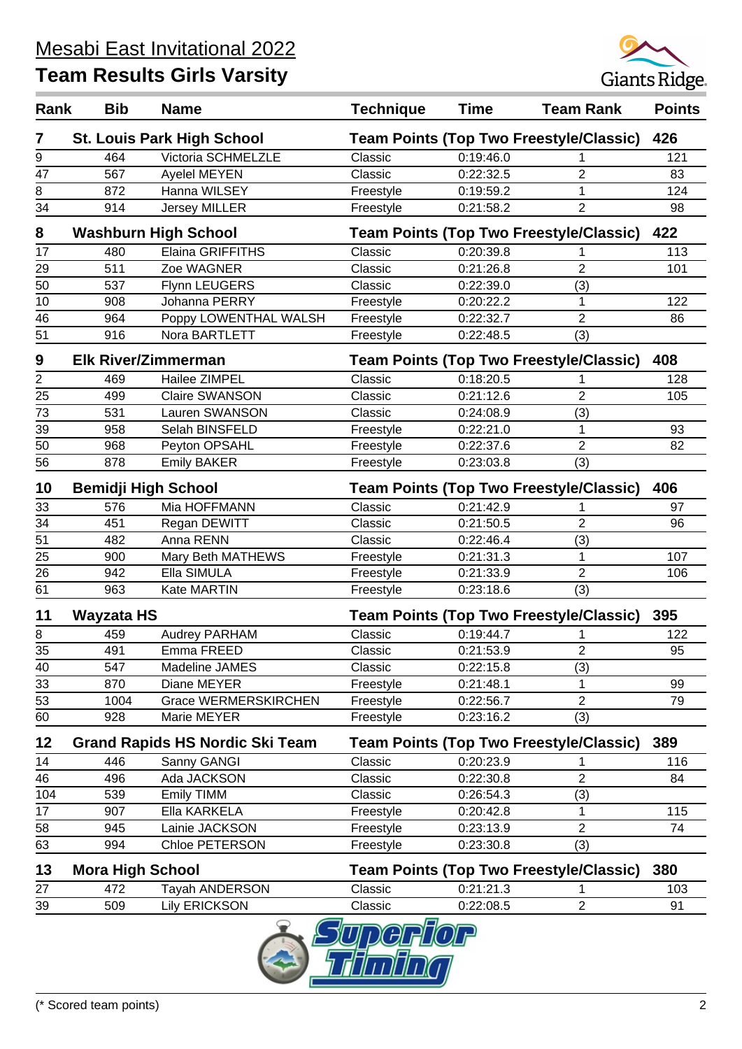# Mesabi East Invitational 2022

## Team Results Girls Varsity

| Rank | Bib | Name | Technique | Time | Team Rank | Points |
|---|---|---|---|---|---|---|
| **7** | | **St. Louis Park High School** | **Team Points (Top Two Freestyle/Classic)** | | | **426** |
| 9 | 464 | Victoria SCHMELZLE | Classic | 0:19:46.0 | 1 | 121 |
| 47 | 567 | Ayelel MEYEN | Classic | 0:22:32.5 | 2 | 83 |
| 8 | 872 | Hanna WILSEY | Freestyle | 0:19:59.2 | 1 | 124 |
| 34 | 914 | Jersey MILLER | Freestyle | 0:21:58.2 | 2 | 98 |
| **8** | | **Washburn High School** | **Team Points (Top Two Freestyle/Classic)** | | | **422** |
| 17 | 480 | Elaina GRIFFITHS | Classic | 0:20:39.8 | 1 | 113 |
| 29 | 511 | Zoe WAGNER | Classic | 0:21:26.8 | 2 | 101 |
| 50 | 537 | Flynn LEUGERS | Classic | 0:22:39.0 | (3) | |
| 10 | 908 | Johanna PERRY | Freestyle | 0:20:22.2 | 1 | 122 |
| 46 | 964 | Poppy LOWENTHAL WALSH | Freestyle | 0:22:32.7 | 2 | 86 |
| 51 | 916 | Nora BARTLETT | Freestyle | 0:22:48.5 | (3) | |
| **9** | | **Elk River/Zimmerman** | **Team Points (Top Two Freestyle/Classic)** | | | **408** |
| 2 | 469 | Hailee ZIMPEL | Classic | 0:18:20.5 | 1 | 128 |
| 25 | 499 | Claire SWANSON | Classic | 0:21:12.6 | 2 | 105 |
| 73 | 531 | Lauren SWANSON | Classic | 0:24:08.9 | (3) | |
| 39 | 958 | Selah BINSFELD | Freestyle | 0:22:21.0 | 1 | 93 |
| 50 | 968 | Peyton OPSAHL | Freestyle | 0:22:37.6 | 2 | 82 |
| 56 | 878 | Emily BAKER | Freestyle | 0:23:03.8 | (3) | |
| **10** | | **Bemidji High School** | **Team Points (Top Two Freestyle/Classic)** | | | **406** |
| 33 | 576 | Mia HOFFMANN | Classic | 0:21:42.9 | 1 | 97 |
| 34 | 451 | Regan DEWITT | Classic | 0:21:50.5 | 2 | 96 |
| 51 | 482 | Anna RENN | Classic | 0:22:46.4 | (3) | |
| 25 | 900 | Mary Beth MATHEWS | Freestyle | 0:21:31.3 | 1 | 107 |
| 26 | 942 | Ella SIMULA | Freestyle | 0:21:33.9 | 2 | 106 |
| 61 | 963 | Kate MARTIN | Freestyle | 0:23:18.6 | (3) | |
| **11** | | **Wayzata HS** | **Team Points (Top Two Freestyle/Classic)** | | | **395** |
| 8 | 459 | Audrey PARHAM | Classic | 0:19:44.7 | 1 | 122 |
| 35 | 491 | Emma FREED | Classic | 0:21:53.9 | 2 | 95 |
| 40 | 547 | Madeline JAMES | Classic | 0:22:15.8 | (3) | |
| 33 | 870 | Diane MEYER | Freestyle | 0:21:48.1 | 1 | 99 |
| 53 | 1004 | Grace WERMERSKIRCHEN | Freestyle | 0:22:56.7 | 2 | 79 |
| 60 | 928 | Marie MEYER | Freestyle | 0:23:16.2 | (3) | |
| **12** | | **Grand Rapids HS Nordic Ski Team** | **Team Points (Top Two Freestyle/Classic)** | | | **389** |
| 14 | 446 | Sanny GANGI | Classic | 0:20:23.9 | 1 | 116 |
| 46 | 496 | Ada JACKSON | Classic | 0:22:30.8 | 2 | 84 |
| 104 | 539 | Emily TIMM | Classic | 0:26:54.3 | (3) | |
| 17 | 907 | Ella KARKELA | Freestyle | 0:20:42.8 | 1 | 115 |
| 58 | 945 | Lainie JACKSON | Freestyle | 0:23:13.9 | 2 | 74 |
| 63 | 994 | Chloe PETERSON | Freestyle | 0:23:30.8 | (3) | |
| **13** | | **Mora High School** | **Team Points (Top Two Freestyle/Classic)** | | | **380** |
| 27 | 472 | Tayah ANDERSON | Classic | 0:21:21.3 | 1 | 103 |
| 39 | 509 | Lily ERICKSON | Classic | 0:22:08.5 | 2 | 91 |

(* Scored team points)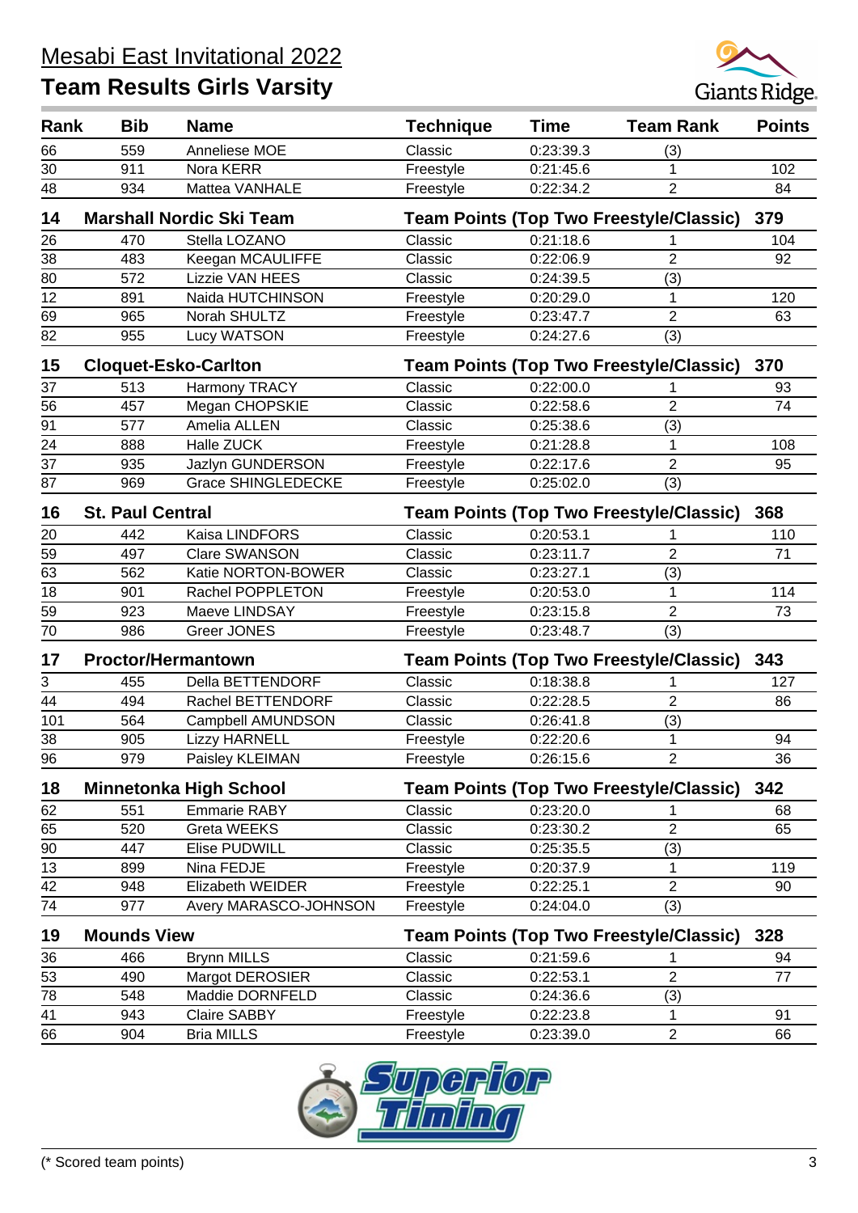# Mesabi East Invitational 2022

## Team Results Girls Varsity

| Rank | Bib | Name | Technique | Time | Team Rank | Points |
|---|---|---|---|---|---|---|
| 66 | 559 | Anneliese MOE | Classic | 0:23:39.3 | (3) | |
| 30 | 911 | Nora KERR | Freestyle | 0:21:45.6 | 1 | 102 |
| 48 | 934 | Mattea VANHALE | Freestyle | 0:22:34.2 | 2 | 84 |
| **14** | **Marshall Nordic Ski Team** | | **Team Points (Top Two Freestyle/Classic)** | | | **379** |
| 26 | 470 | Stella LOZANO | Classic | 0:21:18.6 | 1 | 104 |
| 38 | 483 | Keegan MCAULIFFE | Classic | 0:22:06.9 | 2 | 92 |
| 80 | 572 | Lizzie VAN HEES | Classic | 0:24:39.5 | (3) | |
| 12 | 891 | Naida HUTCHINSON | Freestyle | 0:20:29.0 | 1 | 120 |
| 69 | 965 | Norah SHULTZ | Freestyle | 0:23:47.7 | 2 | 63 |
| 82 | 955 | Lucy WATSON | Freestyle | 0:24:27.6 | (3) | |
| **15** | **Cloquet-Esko-Carlton** | | **Team Points (Top Two Freestyle/Classic)** | | | **370** |
| 37 | 513 | Harmony TRACY | Classic | 0:22:00.0 | 1 | 93 |
| 56 | 457 | Megan CHOPSKIE | Classic | 0:22:58.6 | 2 | 74 |
| 91 | 577 | Amelia ALLEN | Classic | 0:25:38.6 | (3) | |
| 24 | 888 | Halle ZUCK | Freestyle | 0:21:28.8 | 1 | 108 |
| 37 | 935 | Jazlyn GUNDERSON | Freestyle | 0:22:17.6 | 2 | 95 |
| 87 | 969 | Grace SHINGLEDECKE | Freestyle | 0:25:02.0 | (3) | |
| **16** | **St. Paul Central** | | **Team Points (Top Two Freestyle/Classic)** | | | **368** |
| 20 | 442 | Kaisa LINDFORS | Classic | 0:20:53.1 | 1 | 110 |
| 59 | 497 | Clare SWANSON | Classic | 0:23:11.7 | 2 | 71 |
| 63 | 562 | Katie NORTON-BOWER | Classic | 0:23:27.1 | (3) | |
| 18 | 901 | Rachel POPPLETON | Freestyle | 0:20:53.0 | 1 | 114 |
| 59 | 923 | Maeve LINDSAY | Freestyle | 0:23:15.8 | 2 | 73 |
| 70 | 986 | Greer JONES | Freestyle | 0:23:48.7 | (3) | |
| **17** | **Proctor/Hermantown** | | **Team Points (Top Two Freestyle/Classic)** | | | **343** |
| 3 | 455 | Della BETTENDORF | Classic | 0:18:38.8 | 1 | 127 |
| 44 | 494 | Rachel BETTENDORF | Classic | 0:22:28.5 | 2 | 86 |
| 101 | 564 | Campbell AMUNDSON | Classic | 0:26:41.8 | (3) | |
| 38 | 905 | Lizzy HARNELL | Freestyle | 0:22:20.6 | 1 | 94 |
| 96 | 979 | Paisley KLEIMAN | Freestyle | 0:26:15.6 | 2 | 36 |
| **18** | **Minnetonka High School** | | **Team Points (Top Two Freestyle/Classic)** | | | **342** |
| 62 | 551 | Emmarie RABY | Classic | 0:23:20.0 | 1 | 68 |
| 65 | 520 | Greta WEEKS | Classic | 0:23:30.2 | 2 | 65 |
| 90 | 447 | Elise PUDWILL | Classic | 0:25:35.5 | (3) | |
| 13 | 899 | Nina FEDJE | Freestyle | 0:20:37.9 | 1 | 119 |
| 42 | 948 | Elizabeth WEIDER | Freestyle | 0:22:25.1 | 2 | 90 |
| 74 | 977 | Avery MARASCO-JOHNSON | Freestyle | 0:24:04.0 | (3) | |
| **19** | **Mounds View** | | **Team Points (Top Two Freestyle/Classic)** | | | **328** |
| 36 | 466 | Brynn MILLS | Classic | 0:21:59.6 | 1 | 94 |
| 53 | 490 | Margot DEROSIER | Classic | 0:22:53.1 | 2 | 77 |
| 78 | 548 | Maddie DORNFELD | Classic | 0:24:36.6 | (3) | |
| 41 | 943 | Claire SABBY | Freestyle | 0:22:23.8 | 1 | 91 |
| 66 | 904 | Bria MILLS | Freestyle | 0:23:39.0 | 2 | 66 |

(* Scored team points)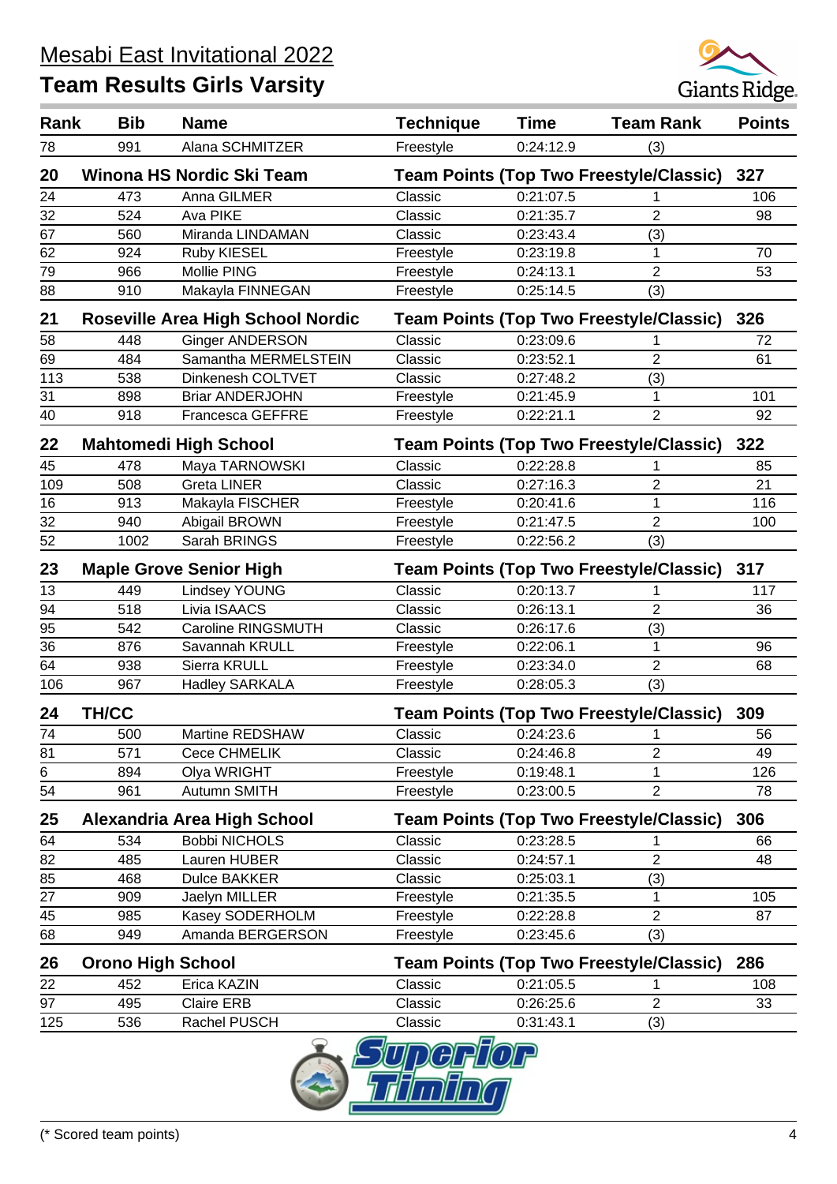# Mesabi East Invitational 2022

## Team Results Girls Varsity

| Rank | Bib | Name | Technique | Time | Team Rank | Points |
|---|---|---|---|---|---|---|
| 78 | 991 | Alana SCHMITZER | Freestyle | 0:24:12.9 | (3) | |
| **20** | **Winona HS Nordic Ski Team** | | **Team Points (Top Two Freestyle/Classic)** | | | **327** |
| 24 | 473 | Anna GILMER | Classic | 0:21:07.5 | 1 | 106 |
| 32 | 524 | Ava PIKE | Classic | 0:21:35.7 | 2 | 98 |
| 67 | 560 | Miranda LINDAMAN | Classic | 0:23:43.4 | (3) | |
| 62 | 924 | Ruby KIESEL | Freestyle | 0:23:19.8 | 1 | 70 |
| 79 | 966 | Mollie PING | Freestyle | 0:24:13.1 | 2 | 53 |
| 88 | 910 | Makayla FINNEGAN | Freestyle | 0:25:14.5 | (3) | |
| **21** | **Roseville Area High School Nordic** | | **Team Points (Top Two Freestyle/Classic)** | | | **326** |
| 58 | 448 | Ginger ANDERSON | Classic | 0:23:09.6 | 1 | 72 |
| 69 | 484 | Samantha MERMELSTEIN | Classic | 0:23:52.1 | 2 | 61 |
| 113 | 538 | Dinkenesh COLTVET | Classic | 0:27:48.2 | (3) | |
| 31 | 898 | Briar ANDERJOHN | Freestyle | 0:21:45.9 | 1 | 101 |
| 40 | 918 | Francesca GEFFRE | Freestyle | 0:22:21.1 | 2 | 92 |
| **22** | **Mahtomedi High School** | | **Team Points (Top Two Freestyle/Classic)** | | | **322** |
| 45 | 478 | Maya TARNOWSKI | Classic | 0:22:28.8 | 1 | 85 |
| 109 | 508 | Greta LINER | Classic | 0:27:16.3 | 2 | 21 |
| 16 | 913 | Makayla FISCHER | Freestyle | 0:20:41.6 | 1 | 116 |
| 32 | 940 | Abigail BROWN | Freestyle | 0:21:47.5 | 2 | 100 |
| 52 | 1002 | Sarah BRINGS | Freestyle | 0:22:56.2 | (3) | |
| **23** | **Maple Grove Senior High** | | **Team Points (Top Two Freestyle/Classic)** | | | **317** |
| 13 | 449 | Lindsey YOUNG | Classic | 0:20:13.7 | 1 | 117 |
| 94 | 518 | Livia ISAACS | Classic | 0:26:13.1 | 2 | 36 |
| 95 | 542 | Caroline RINGSMUTH | Classic | 0:26:17.6 | (3) | |
| 36 | 876 | Savannah KRULL | Freestyle | 0:22:06.1 | 1 | 96 |
| 64 | 938 | Sierra KRULL | Freestyle | 0:23:34.0 | 2 | 68 |
| 106 | 967 | Hadley SARKALA | Freestyle | 0:28:05.3 | (3) | |
| **24** | **TH/CC** | | **Team Points (Top Two Freestyle/Classic)** | | | **309** |
| 74 | 500 | Martine REDSHAW | Classic | 0:24:23.6 | 1 | 56 |
| 81 | 571 | Cece CHMELIK | Classic | 0:24:46.8 | 2 | 49 |
| 6 | 894 | Olya WRIGHT | Freestyle | 0:19:48.1 | 1 | 126 |
| 54 | 961 | Autumn SMITH | Freestyle | 0:23:00.5 | 2 | 78 |
| **25** | **Alexandria Area High School** | | **Team Points (Top Two Freestyle/Classic)** | | | **306** |
| 64 | 534 | Bobbi NICHOLS | Classic | 0:23:28.5 | 1 | 66 |
| 82 | 485 | Lauren HUBER | Classic | 0:24:57.1 | 2 | 48 |
| 85 | 468 | Dulce BAKKER | Classic | 0:25:03.1 | (3) | |
| 27 | 909 | Jaelyn MILLER | Freestyle | 0:21:35.5 | 1 | 105 |
| 45 | 985 | Kasey SODERHOLM | Freestyle | 0:22:28.8 | 2 | 87 |
| 68 | 949 | Amanda BERGERSON | Freestyle | 0:23:45.6 | (3) | |
| **26** | **Orono High School** | | **Team Points (Top Two Freestyle/Classic)** | | | **286** |
| 22 | 452 | Erica KAZIN | Classic | 0:21:05.5 | 1 | 108 |
| 97 | 495 | Claire ERB | Classic | 0:26:25.6 | 2 | 33 |
| 125 | 536 | Rachel PUSCH | Classic | 0:31:43.1 | (3) | |

(* Scored team points)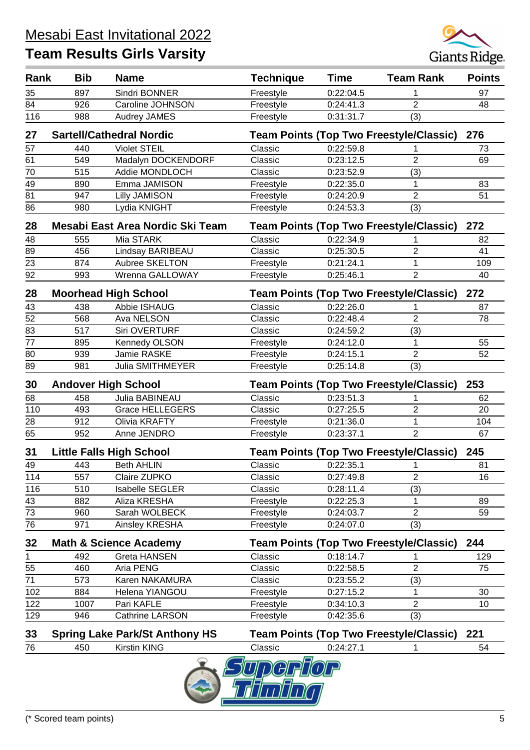# Mesabi East Invitational 2022

## Team Results Girls Varsity

| Rank | Bib | Name | Technique | Time | Team Rank | Points |
|---|---|---|---|---|---|---|
| 35 | 897 | Sindri BONNER | Freestyle | 0:22:04.5 | 1 | 97 |
| 84 | 926 | Caroline JOHNSON | Freestyle | 0:24:41.3 | 2 | 48 |
| 116 | 988 | Audrey JAMES | Freestyle | 0:31:31.7 | (3) | |
| **27** | **Sartell/Cathedral Nordic** | | **Team Points (Top Two Freestyle/Classic)** | | | **276** |
| 57 | 440 | Violet STEIL | Classic | 0:22:59.8 | 1 | 73 |
| 61 | 549 | Madalyn DOCKENDORF | Classic | 0:23:12.5 | 2 | 69 |
| 70 | 515 | Addie MONDLOCH | Classic | 0:23:52.9 | (3) | |
| 49 | 890 | Emma JAMISON | Freestyle | 0:22:35.0 | 1 | 83 |
| 81 | 947 | Lilly JAMISON | Freestyle | 0:24:20.9 | 2 | 51 |
| 86 | 980 | Lydia KNIGHT | Freestyle | 0:24:53.3 | (3) | |
| **28** | **Mesabi East Area Nordic Ski Team** | | **Team Points (Top Two Freestyle/Classic)** | | | **272** |
| 48 | 555 | Mia STARK | Classic | 0:22:34.9 | 1 | 82 |
| 89 | 456 | Lindsay BARIBEAU | Classic | 0:25:30.5 | 2 | 41 |
| 23 | 874 | Aubree SKELTON | Freestyle | 0:21:24.1 | 1 | 109 |
| 92 | 993 | Wrenna GALLOWAY | Freestyle | 0:25:46.1 | 2 | 40 |
| **28** | **Moorhead High School** | | **Team Points (Top Two Freestyle/Classic)** | | | **272** |
| 43 | 438 | Abbie ISHAUG | Classic | 0:22:26.0 | 1 | 87 |
| 52 | 568 | Ava NELSON | Classic | 0:22:48.4 | 2 | 78 |
| 83 | 517 | Siri OVERTURF | Classic | 0:24:59.2 | (3) | |
| 77 | 895 | Kennedy OLSON | Freestyle | 0:24:12.0 | 1 | 55 |
| 80 | 939 | Jamie RASKE | Freestyle | 0:24:15.1 | 2 | 52 |
| 89 | 981 | Julia SMITHMEYER | Freestyle | 0:25:14.8 | (3) | |
| **30** | **Andover High School** | | **Team Points (Top Two Freestyle/Classic)** | | | **253** |
| 68 | 458 | Julia BABINEAU | Classic | 0:23:51.3 | 1 | 62 |
| 110 | 493 | Grace HELLEGERS | Classic | 0:27:25.5 | 2 | 20 |
| 28 | 912 | Olivia KRAFTY | Freestyle | 0:21:36.0 | 1 | 104 |
| 65 | 952 | Anne JENDRO | Freestyle | 0:23:37.1 | 2 | 67 |
| **31** | **Little Falls High School** | | **Team Points (Top Two Freestyle/Classic)** | | | **245** |
| 49 | 443 | Beth AHLIN | Classic | 0:22:35.1 | 1 | 81 |
| 114 | 557 | Claire ZUPKO | Classic | 0:27:49.8 | 2 | 16 |
| 116 | 510 | Isabelle SEGLER | Classic | 0:28:11.4 | (3) | |
| 43 | 882 | Aliza KRESHA | Freestyle | 0:22:25.3 | 1 | 89 |
| 73 | 960 | Sarah WOLBECK | Freestyle | 0:24:03.7 | 2 | 59 |
| 76 | 971 | Ainsley KRESHA | Freestyle | 0:24:07.0 | (3) | |
| **32** | **Math & Science Academy** | | **Team Points (Top Two Freestyle/Classic)** | | | **244** |
| 1 | 492 | Greta HANSEN | Classic | 0:18:14.7 | 1 | 129 |
| 55 | 460 | Aria PENG | Classic | 0:22:58.5 | 2 | 75 |
| 71 | 573 | Karen NAKAMURA | Classic | 0:23:55.2 | (3) | |
| 102 | 884 | Helena YIANGOU | Freestyle | 0:27:15.2 | 1 | 30 |
| 122 | 1007 | Pari KAFLE | Freestyle | 0:34:10.3 | 2 | 10 |
| 129 | 946 | Cathrine LARSON | Freestyle | 0:42:35.6 | (3) | |
| **33** | **Spring Lake Park/St Anthony HS** | | **Team Points (Top Two Freestyle/Classic)** | | | **221** |
| 76 | 450 | Kirstin KING | Classic | 0:24:27.1 | 1 | 54 |

(* Scored team points)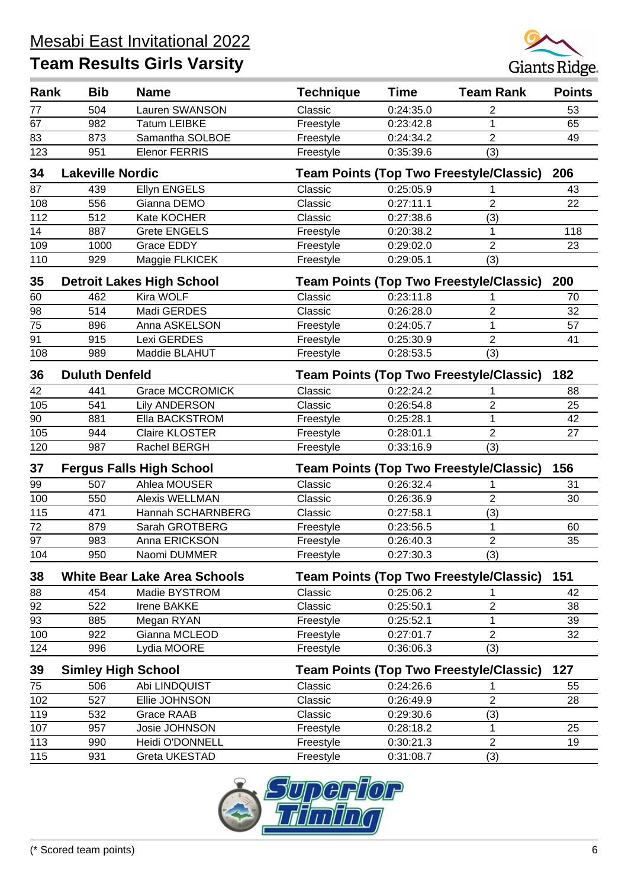# Mesabi East Invitational 2022

## Team Results Girls Varsity

| Rank | Bib | Name | Technique | Time | Team Rank | Points |
|---|---|---|---|---|---|---|
| 77 | 504 | Lauren SWANSON | Classic | 0:24:35.0 | 2 | 53 |
| 67 | 982 | Tatum LEIBKE | Freestyle | 0:23:42.8 | 1 | 65 |
| 83 | 873 | Samantha SOLBOE | Freestyle | 0:24:34.2 | 2 | 49 |
| 123 | 951 | Elenor FERRIS | Freestyle | 0:35:39.6 | (3) | |
| **34** | **Lakeville Nordic** | | **Team Points (Top Two Freestyle/Classic)** | | | **206** |
| 87 | 439 | Ellyn ENGELS | Classic | 0:25:05.9 | 1 | 43 |
| 108 | 556 | Gianna DEMO | Classic | 0:27:11.1 | 2 | 22 |
| 112 | 512 | Kate KOCHER | Classic | 0:27:38.6 | (3) | |
| 14 | 887 | Grete ENGELS | Freestyle | 0:20:38.2 | 1 | 118 |
| 109 | 1000 | Grace EDDY | Freestyle | 0:29:02.0 | 2 | 23 |
| 110 | 929 | Maggie FLKICEK | Freestyle | 0:29:05.1 | (3) | |
| **35** | **Detroit Lakes High School** | | **Team Points (Top Two Freestyle/Classic)** | | | **200** |
| 60 | 462 | Kira WOLF | Classic | 0:23:11.8 | 1 | 70 |
| 98 | 514 | Madi GERDES | Classic | 0:26:28.0 | 2 | 32 |
| 75 | 896 | Anna ASKELSON | Freestyle | 0:24:05.7 | 1 | 57 |
| 91 | 915 | Lexi GERDES | Freestyle | 0:25:30.9 | 2 | 41 |
| 108 | 989 | Maddie BLAHUT | Freestyle | 0:28:53.5 | (3) | |
| **36** | **Duluth Denfeld** | | **Team Points (Top Two Freestyle/Classic)** | | | **182** |
| 42 | 441 | Grace MCCROMICK | Classic | 0:22:24.2 | 1 | 88 |
| 105 | 541 | Lily ANDERSON | Classic | 0:26:54.8 | 2 | 25 |
| 90 | 881 | Ella BACKSTROM | Freestyle | 0:25:28.1 | 1 | 42 |
| 105 | 944 | Claire KLOSTER | Freestyle | 0:28:01.1 | 2 | 27 |
| 120 | 987 | Rachel BERGH | Freestyle | 0:33:16.9 | (3) | |
| **37** | **Fergus Falls High School** | | **Team Points (Top Two Freestyle/Classic)** | | | **156** |
| 99 | 507 | Ahlea MOUSER | Classic | 0:26:32.4 | 1 | 31 |
| 100 | 550 | Alexis WELLMAN | Classic | 0:26:36.9 | 2 | 30 |
| 115 | 471 | Hannah SCHARNBERG | Classic | 0:27:58.1 | (3) | |
| 72 | 879 | Sarah GROTBERG | Freestyle | 0:23:56.5 | 1 | 60 |
| 97 | 983 | Anna ERICKSON | Freestyle | 0:26:40.3 | 2 | 35 |
| 104 | 950 | Naomi DUMMER | Freestyle | 0:27:30.3 | (3) | |
| **38** | **White Bear Lake Area Schools** | | **Team Points (Top Two Freestyle/Classic)** | | | **151** |
| 88 | 454 | Madie BYSTROM | Classic | 0:25:06.2 | 1 | 42 |
| 92 | 522 | Irene BAKKE | Classic | 0:25:50.1 | 2 | 38 |
| 93 | 885 | Megan RYAN | Freestyle | 0:25:52.1 | 1 | 39 |
| 100 | 922 | Gianna MCLEOD | Freestyle | 0:27:01.7 | 2 | 32 |
| 124 | 996 | Lydia MOORE | Freestyle | 0:36:06.3 | (3) | |
| **39** | **Simley High School** | | **Team Points (Top Two Freestyle/Classic)** | | | **127** |
| 75 | 506 | Abi LINDQUIST | Classic | 0:24:26.6 | 1 | 55 |
| 102 | 527 | Ellie JOHNSON | Classic | 0:26:49.9 | 2 | 28 |
| 119 | 532 | Grace RAAB | Classic | 0:29:30.6 | (3) | |
| 107 | 957 | Josie JOHNSON | Freestyle | 0:28:18.2 | 1 | 25 |
| 113 | 990 | Heidi O'DONNELL | Freestyle | 0:30:21.3 | 2 | 19 |
| 115 | 931 | Greta UKESTAD | Freestyle | 0:31:08.7 | (3) | |

(* Scored team points)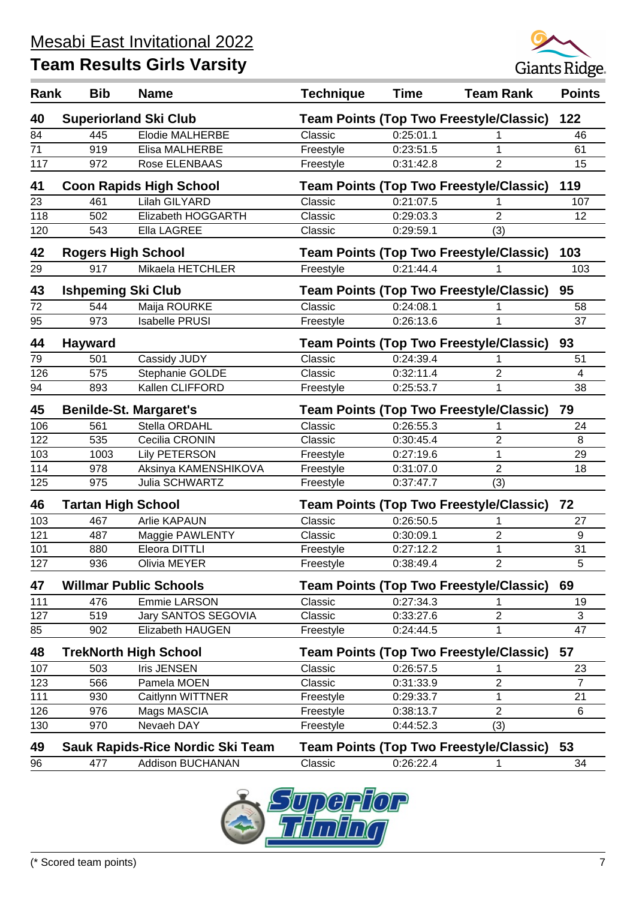# Mesabi East Invitational 2022

## Team Results Girls Varsity

| Rank | Bib | Name | Technique | Time | Team Rank | Points |
|---|---|---|---|---|---|---|
| **40** | **Superiorland Ski Club** | | **Team Points (Top Two Freestyle/Classic)** | | | **122** |
| 84 | 445 | Elodie MALHERBE | Classic | 0:25:01.1 | 1 | 46 |
| 71 | 919 | Elisa MALHERBE | Freestyle | 0:23:51.5 | 1 | 61 |
| 117 | 972 | Rose ELENBAAS | Freestyle | 0:31:42.8 | 2 | 15 |
| **41** | **Coon Rapids High School** | | **Team Points (Top Two Freestyle/Classic)** | | | **119** |
| 23 | 461 | Lilah GILYARD | Classic | 0:21:07.5 | 1 | 107 |
| 118 | 502 | Elizabeth HOGGARTH | Classic | 0:29:03.3 | 2 | 12 |
| 120 | 543 | Ella LAGREE | Classic | 0:29:59.1 | (3) | |
| **42** | **Rogers High School** | | **Team Points (Top Two Freestyle/Classic)** | | | **103** |
| 29 | 917 | Mikaela HETCHLER | Freestyle | 0:21:44.4 | 1 | 103 |
| **43** | **Ishpeming Ski Club** | | **Team Points (Top Two Freestyle/Classic)** | | | **95** |
| 72 | 544 | Maija ROURKE | Classic | 0:24:08.1 | 1 | 58 |
| 95 | 973 | Isabelle PRUSI | Freestyle | 0:26:13.6 | 1 | 37 |
| **44** | **Hayward** | | **Team Points (Top Two Freestyle/Classic)** | | | **93** |
| 79 | 501 | Cassidy JUDY | Classic | 0:24:39.4 | 1 | 51 |
| 126 | 575 | Stephanie GOLDE | Classic | 0:32:11.4 | 2 | 4 |
| 94 | 893 | Kallen CLIFFORD | Freestyle | 0:25:53.7 | 1 | 38 |
| **45** | **Benilde-St. Margaret's** | | **Team Points (Top Two Freestyle/Classic)** | | | **79** |
| 106 | 561 | Stella ORDAHL | Classic | 0:26:55.3 | 1 | 24 |
| 122 | 535 | Cecilia CRONIN | Classic | 0:30:45.4 | 2 | 8 |
| 103 | 1003 | Lily PETERSON | Freestyle | 0:27:19.6 | 1 | 29 |
| 114 | 978 | Aksinya KAMENSHIKOVA | Freestyle | 0:31:07.0 | 2 | 18 |
| 125 | 975 | Julia SCHWARTZ | Freestyle | 0:37:47.7 | (3) | |
| **46** | **Tartan High School** | | **Team Points (Top Two Freestyle/Classic)** | | | **72** |
| 103 | 467 | Arlie KAPAUN | Classic | 0:26:50.5 | 1 | 27 |
| 121 | 487 | Maggie PAWLENTY | Classic | 0:30:09.1 | 2 | 9 |
| 101 | 880 | Eleora DITTLI | Freestyle | 0:27:12.2 | 1 | 31 |
| 127 | 936 | Olivia MEYER | Freestyle | 0:38:49.4 | 2 | 5 |
| **47** | **Willmar Public Schools** | | **Team Points (Top Two Freestyle/Classic)** | | | **69** |
| 111 | 476 | Emmie LARSON | Classic | 0:27:34.3 | 1 | 19 |
| 127 | 519 | Jary SANTOS SEGOVIA | Classic | 0:33:27.6 | 2 | 3 |
| 85 | 902 | Elizabeth HAUGEN | Freestyle | 0:24:44.5 | 1 | 47 |
| **48** | **TrekNorth High School** | | **Team Points (Top Two Freestyle/Classic)** | | | **57** |
| 107 | 503 | Iris JENSEN | Classic | 0:26:57.5 | 1 | 23 |
| 123 | 566 | Pamela MOEN | Classic | 0:31:33.9 | 2 | 7 |
| 111 | 930 | Caitlynn WITTNER | Freestyle | 0:29:33.7 | 1 | 21 |
| 126 | 976 | Mags MASCIA | Freestyle | 0:38:13.7 | 2 | 6 |
| 130 | 970 | Nevaeh DAY | Freestyle | 0:44:52.3 | (3) | |
| **49** | **Sauk Rapids-Rice Nordic Ski Team** | | **Team Points (Top Two Freestyle/Classic)** | | | **53** |
| 96 | 477 | Addison BUCHANAN | Classic | 0:26:22.4 | 1 | 34 |

(* Scored team points)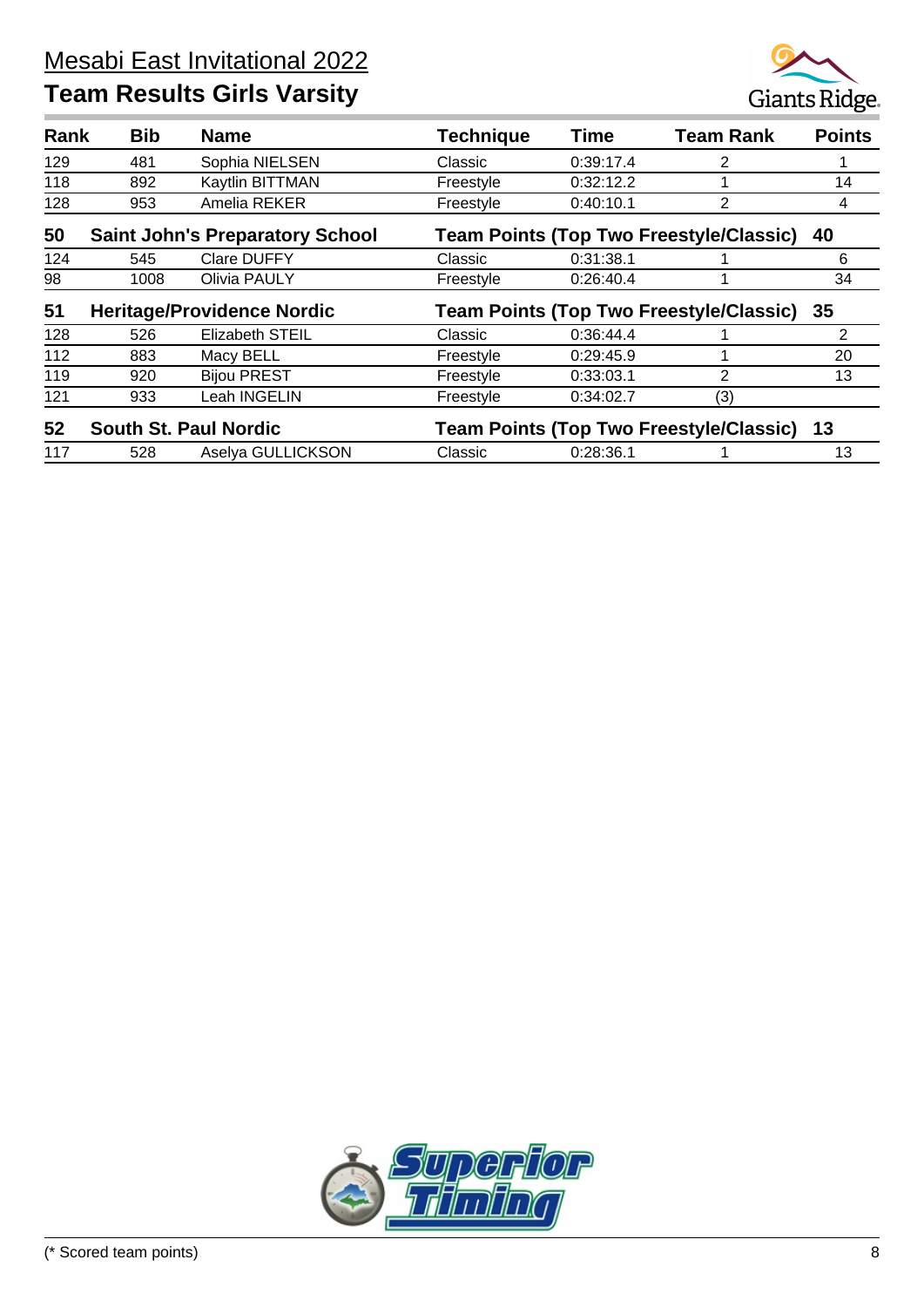# Mesabi East Invitational 2022

## Team Results Girls Varsity

| Rank | Bib | Name | Technique | Time | Team Rank | Points |
|---|---|---|---|---|---|---|
| 129 | 481 | Sophia NIELSEN | Classic | 0:39:17.4 | 2 | 1 |
| 118 | 892 | Kaytlin BITTMAN | Freestyle | 0:32:12.2 | 1 | 14 |
| 128 | 953 | Amelia REKER | Freestyle | 0:40:10.1 | 2 | 4 |
| **50** | **Saint John's Preparatory School** | | **Team Points (Top Two Freestyle/Classic)** | | | **40** |
| 124 | 545 | Clare DUFFY | Classic | 0:31:38.1 | 1 | 6 |
| 98 | 1008 | Olivia PAULY | Freestyle | 0:26:40.4 | 1 | 34 |
| **51** | **Heritage/Providence Nordic** | | **Team Points (Top Two Freestyle/Classic)** | | | **35** |
| 128 | 526 | Elizabeth STEIL | Classic | 0:36:44.4 | 1 | 2 |
| 112 | 883 | Macy BELL | Freestyle | 0:29:45.9 | 1 | 20 |
| 119 | 920 | Bijou PREST | Freestyle | 0:33:03.1 | 2 | 13 |
| 121 | 933 | Leah INGELIN | Freestyle | 0:34:02.7 | (3) | |
| **52** | **South St. Paul Nordic** | | **Team Points (Top Two Freestyle/Classic)** | | | **13** |
| 117 | 528 | Aselya GULLICKSON | Classic | 0:28:36.1 | 1 | 13 |

(* Scored team points)